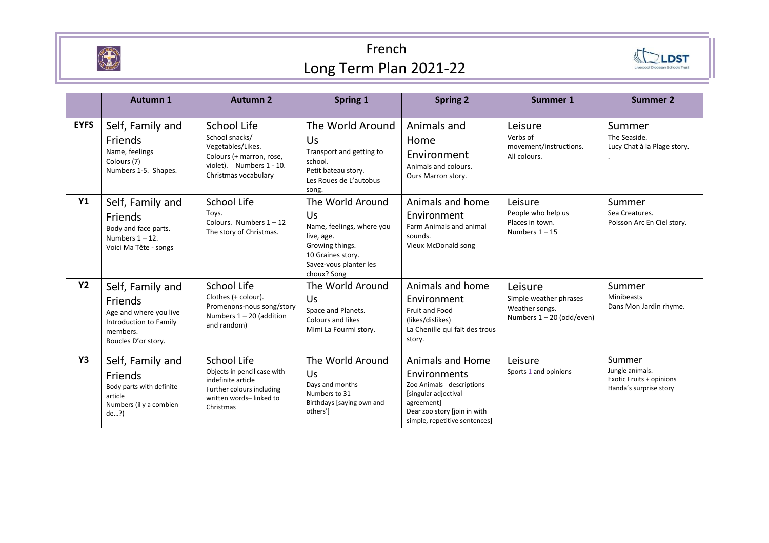# French
## Long Term Plan 2021-22

| | Autumn 1 | Autumn 2 | Spring 1 | Spring 2 | Summer 1 | Summer 2 |
|---|---|---|---|---|---|---|
| **EYFS** | Self, Family and Friends<br>Name, feelings<br>Colours (7)<br>Numbers 1-5. Shapes. | School Life<br>School snacks/ Vegetables/Likes.<br>Colours (+ marron, rose, violet). Numbers 1 - 10.<br>Christmas vocabulary | The World Around Us<br>Transport and getting to school.<br>Petit bateau story.<br>Les Roues de L'autobus song. | Animals and Home Environment<br>Animals and colours.<br>Ours Marron story. | Leisure<br>Verbs of movement/instructions.<br>All colours. | Summer<br>The Seaside.<br>Lucy Chat à la Plage story.<br>. |
| **Y1** | Self, Family and Friends<br>Body and face parts.<br>Numbers 1 – 12.<br>Voici Ma Tête - songs | School Life<br>Toys.<br>Colours. Numbers 1 – 12<br>The story of Christmas. | The World Around Us<br>Name, feelings, where you live, age.<br>Growing things.<br>10 Graines story.<br>Savez-vous planter les choux? Song | Animals and home Environment<br>Farm Animals and animal sounds.<br>Vieux McDonald song | Leisure<br>People who help us<br>Places in town.<br>Numbers 1 – 15 | Summer<br>Sea Creatures.<br>Poisson Arc En Ciel story. |
| **Y2** | Self, Family and Friends<br>Age and where you live<br>Introduction to Family members.<br>Boucles D'or story. | School Life<br>Clothes (+ colour).<br>Promenons-nous song/story<br>Numbers 1 – 20 (addition and random) | The World Around Us<br>Space and Planets.<br>Colours and likes<br>Mimi La Fourmi story. | Animals and home Environment<br>Fruit and Food (likes/dislikes)<br>La Chenille qui fait des trous story. | Leisure<br>Simple weather phrases<br>Weather songs.<br>Numbers 1 – 20 (odd/even) | Summer<br>Minibeasts<br>Dans Mon Jardin rhyme. |
| **Y3** | Self, Family and Friends<br>Body parts with definite article<br>Numbers (il y a combien de…?) | School Life<br>Objects in pencil case with indefinite article<br>Further colours including written words– linked to Christmas | The World Around Us<br>Days and months<br>Numbers to 31<br>Birthdays [saying own and others'] | Animals and Home Environments<br>Zoo Animals - descriptions [singular adjectival agreement]<br>Dear zoo story [join in with simple, repetitive sentences] | Leisure<br>Sports 1 and opinions | Summer<br>Jungle animals.<br>Exotic Fruits + opinions<br>Handa's surprise story |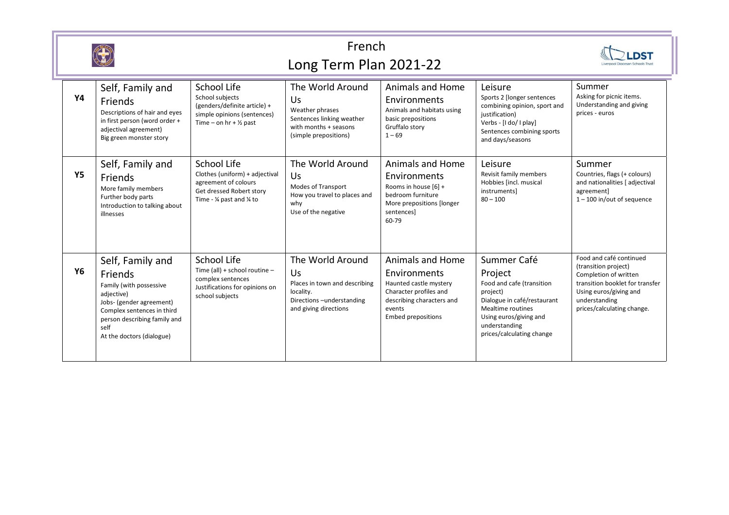# French
# Long Term Plan 2021-22

| | | | | | | |
|---|---|---|---|---|---|---|
| **Y4** | Self, Family and Friends<br>Descriptions of hair and eyes in first person (word order + adjectival agreement)<br>Big green monster story | School Life<br>School subjects (genders/definite article) + simple opinions (sentences)<br>Time – on hr + ½ past | The World Around Us<br>Weather phrases<br>Sentences linking weather with months + seasons (simple prepositions) | Animals and Home Environments<br>Animals and habitats using basic prepositions<br>Gruffalo story<br>1 – 69 | Leisure<br>Sports 2 [longer sentences combining opinion, sport and justification)<br>Verbs - [I do/ I play]<br>Sentences combining sports and days/seasons | Summer<br>Asking for picnic items.<br>Understanding and giving prices - euros |
| **Y5** | Self, Family and Friends<br>More family members<br>Further body parts<br>Introduction to talking about illnesses | School Life<br>Clothes (uniform) + adjectival agreement of colours<br>Get dressed Robert story<br>Time - ¼ past and ¼ to | The World Around Us<br>Modes of Transport<br>How you travel to places and why<br>Use of the negative | Animals and Home Environments<br>Rooms in house [6] + bedroom furniture<br>More prepositions [longer sentences]<br>60-79 | Leisure<br>Revisit family members<br>Hobbies [incl. musical instruments]<br>80 – 100 | Summer<br>Countries, flags (+ colours) and nationalities [ adjectival agreement]<br>1 – 100 in/out of sequence |
| **Y6** | Self, Family and Friends<br>Family (with possessive adjective)<br>Jobs- (gender agreement)<br>Complex sentences in third person describing family and self<br>At the doctors (dialogue) | School Life<br>Time (all) + school routine – complex sentences<br>Justifications for opinions on school subjects | The World Around Us<br>Places in town and describing locality.<br>Directions –understanding and giving directions | Animals and Home Environments<br>Haunted castle mystery<br>Character profiles and describing characters and events<br>Embed prepositions | Summer Café Project<br>Food and cafe (transition project)<br>Dialogue in café/restaurant<br>Mealtime routines<br>Using euros/giving and understanding prices/calculating change | Food and café continued (transition project)<br>Completion of written transition booklet for transfer<br>Using euros/giving and understanding prices/calculating change. |